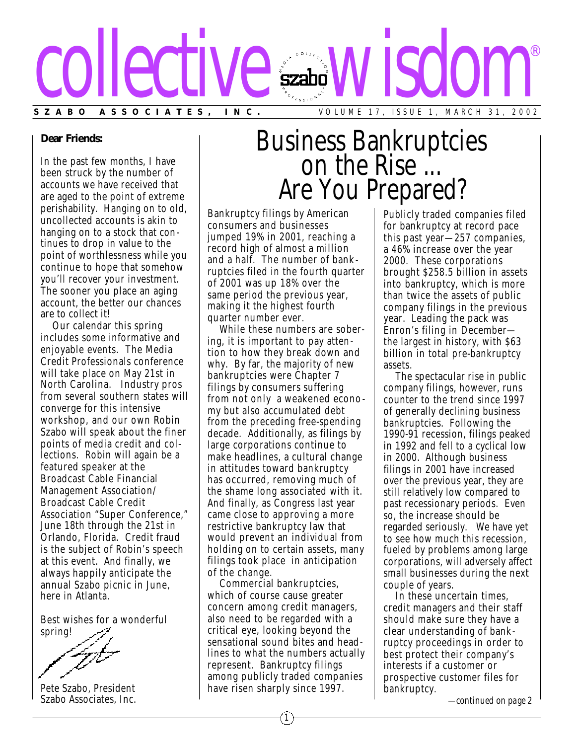# collective wisdom®

**SZABO ASSOCIATES, INC.** VOLUME 17, ISSUE 1, MARCH 31, 2002

**Dear Friends:**

In the past few months, I have been struck by the number of accounts we have received that are aged to the point of extreme perishability. Hanging on to old, uncollected accounts is akin to hanging on to a stock that continues to drop in value to the point of worthlessness while you continue to hope that somehow you'll recover your investment. The sooner you place an aging account, the better our chances are to collect it!

Our calendar this spring includes some informative and enjoyable events. The Media Credit Professionals conference will take place on May 21st in North Carolina. Industry pros from several southern states will converge for this intensive workshop, and our own Robin Szabo will speak about the finer points of media credit and collections. Robin will again be a featured speaker at the Broadcast Cable Financial Management Association/Broadcast Cable Credit Association "Super Conference," June 18th through the 21st in Orlando, Florida. Credit fraud is the subject of Robin's speech at this event. And finally, we always happily anticipate the annual Szabo picnic in June, here in Atlanta.

Best wishes for a wonderful spring!

Pete Szabo, President
Szabo Associates, Inc.

# Business Bankruptcies on the Rise ... Are You Prepared?

Bankruptcy filings by American consumers and businesses jumped 19% in 2001, reaching a record high of almost a million and a half. The number of bankruptcies filed in the fourth quarter of 2001 was up 18% over the same period the previous year, making it the highest fourth quarter number ever.

While these numbers are sobering, it is important to pay attention to how they break down and why. By far, the majority of new bankruptcies were Chapter 7 filings by consumers suffering from not only a weakened economy but also accumulated debt from the preceding free-spending decade. Additionally, as filings by large corporations continue to make headlines, a cultural change in attitudes toward bankruptcy has occurred, removing much of the shame long associated with it. And finally, as Congress last year came close to approving a more restrictive bankruptcy law that would prevent an individual from holding on to certain assets, many filings took place in anticipation of the change.

Commercial bankruptcies, which of course cause greater concern among credit managers, also need to be regarded with a critical eye, looking beyond the sensational sound bites and headlines to what the numbers actually represent. Bankruptcy filings among publicly traded companies have risen sharply since 1997.

Publicly traded companies filed for bankruptcy at record pace this past year—257 companies, a 46% increase over the year 2000. These corporations brought $258.5 billion in assets into bankruptcy, which is more than twice the assets of public company filings in the previous year. Leading the pack was Enron's filing in December—the largest in history, with $63 billion in total pre-bankruptcy assets.

The spectacular rise in public company filings, however, runs counter to the trend since 1997 of generally declining business bankruptcies. Following the 1990-91 recession, filings peaked in 1992 and fell to a cyclical low in 2000. Although business filings in 2001 have increased over the previous year, they are still relatively low compared to past recessionary periods. Even so, the increase should be regarded seriously. We have yet to see how much this recession, fueled by problems among large corporations, will adversely affect small businesses during the next couple of years.

In these uncertain times, credit managers and their staff should make sure they have a clear understanding of bankruptcy proceedings in order to best protect their company's interests if a customer or prospective customer files for bankruptcy.

*—continued on page 2*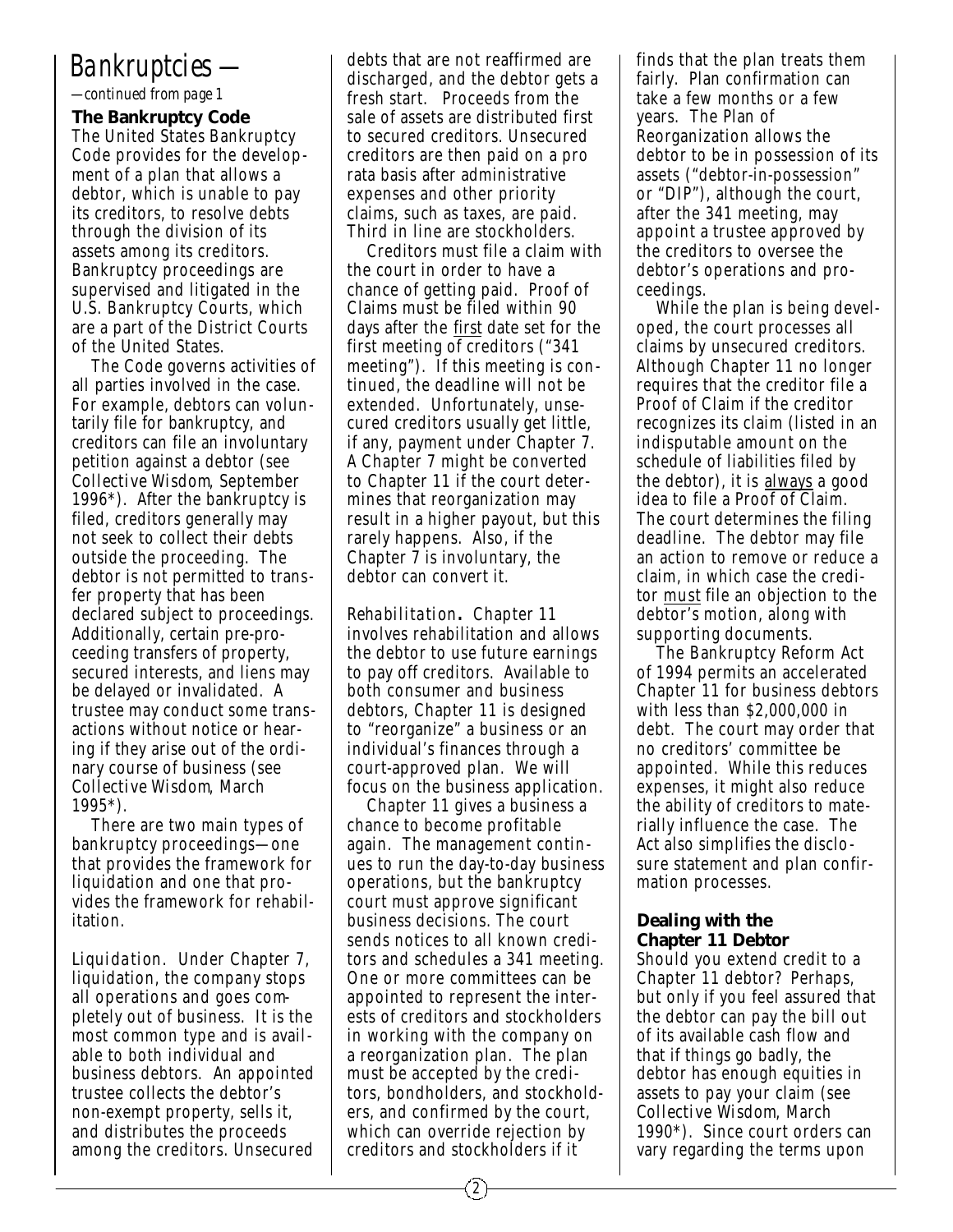# Bankruptcies —

*—continued from page 1*

**The Bankruptcy Code**

The United States Bankruptcy Code provides for the development of a plan that allows a debtor, which is unable to pay its creditors, to resolve debts through the division of its assets among its creditors. Bankruptcy proceedings are supervised and litigated in the U.S. Bankruptcy Courts, which are a part of the District Courts of the United States.

The Code governs activities of all parties involved in the case. For example, debtors can voluntarily file for bankruptcy, and creditors can file an involuntary petition against a debtor (see *Collective Wisdom*, September 1996*). After the bankruptcy is filed, creditors generally may not seek to collect their debts outside the proceeding. The debtor is not permitted to transfer property that has been declared subject to proceedings. Additionally, certain pre-proceeding transfers of property, secured interests, and liens may be delayed or invalidated. A trustee may conduct some transactions without notice or hearing if they arise out of the ordinary course of business (see *Collective Wisdom*, March 1995*).

There are two main types of bankruptcy proceedings—one that provides the framework for liquidation and one that provides the framework for rehabilitation.

*Liquidation.* Under Chapter 7, liquidation, the company stops all operations and goes completely out of business. It is the most common type and is available to both individual and business debtors. An appointed trustee collects the debtor's non-exempt property, sells it, and distributes the proceeds among the creditors. Unsecured debts that are not reaffirmed are discharged, and the debtor gets a fresh start. Proceeds from the sale of assets are distributed first to secured creditors. Unsecured creditors are then paid on a pro rata basis after administrative expenses and other priority claims, such as taxes, are paid. Third in line are stockholders.

Creditors must file a claim with the court in order to have a chance of getting paid. Proof of Claims must be filed within 90 days after the first date set for the first meeting of creditors ("341 meeting"). If this meeting is continued, the deadline will not be extended. Unfortunately, unsecured creditors usually get little, if any, payment under Chapter 7. A Chapter 7 might be converted to Chapter 11 if the court determines that reorganization may result in a higher payout, but this rarely happens. Also, if the Chapter 7 is involuntary, the debtor can convert it.

*Rehabilitation***.** Chapter 11 involves rehabilitation and allows the debtor to use future earnings to pay off creditors. Available to both consumer and business debtors, Chapter 11 is designed to "reorganize" a business or an individual's finances through a court-approved plan. We will focus on the business application.

Chapter 11 gives a business a chance to become profitable again. The management continues to run the day-to-day business operations, but the bankruptcy court must approve significant business decisions. The court sends notices to all known creditors and schedules a 341 meeting. One or more committees can be appointed to represent the interests of creditors and stockholders in working with the company on a reorganization plan. The plan must be accepted by the creditors, bondholders, and stockholders, and confirmed by the court, which can override rejection by creditors and stockholders if it finds that the plan treats them fairly. Plan confirmation can take a few months or a few years. The Plan of Reorganization allows the debtor to be in possession of its assets ("debtor-in-possession" or "DIP"), although the court, after the 341 meeting, may appoint a trustee approved by the creditors to oversee the debtor's operations and proceedings.

While the plan is being developed, the court processes all claims by unsecured creditors. Although Chapter 11 no longer requires that the creditor file a Proof of Claim if the creditor recognizes its claim (listed in an indisputable amount on the schedule of liabilities filed by the debtor), it is always a good idea to file a Proof of Claim. The court determines the filing deadline. The debtor may file an action to remove or reduce a claim, in which case the creditor must file an objection to the debtor's motion, along with supporting documents.

The Bankruptcy Reform Act of 1994 permits an accelerated Chapter 11 for business debtors with less than $2,000,000 in debt. The court may order that no creditors' committee be appointed. While this reduces expenses, it might also reduce the ability of creditors to materially influence the case. The Act also simplifies the disclosure statement and plan confirmation processes.

**Dealing with the Chapter 11 Debtor**

Should you extend credit to a Chapter 11 debtor? Perhaps, but only if you feel assured that the debtor can pay the bill out of its available cash flow and that if things go badly, the debtor has enough equities in assets to pay your claim (see *Collective Wisdom*, March 1990*). Since court orders can vary regarding the terms upon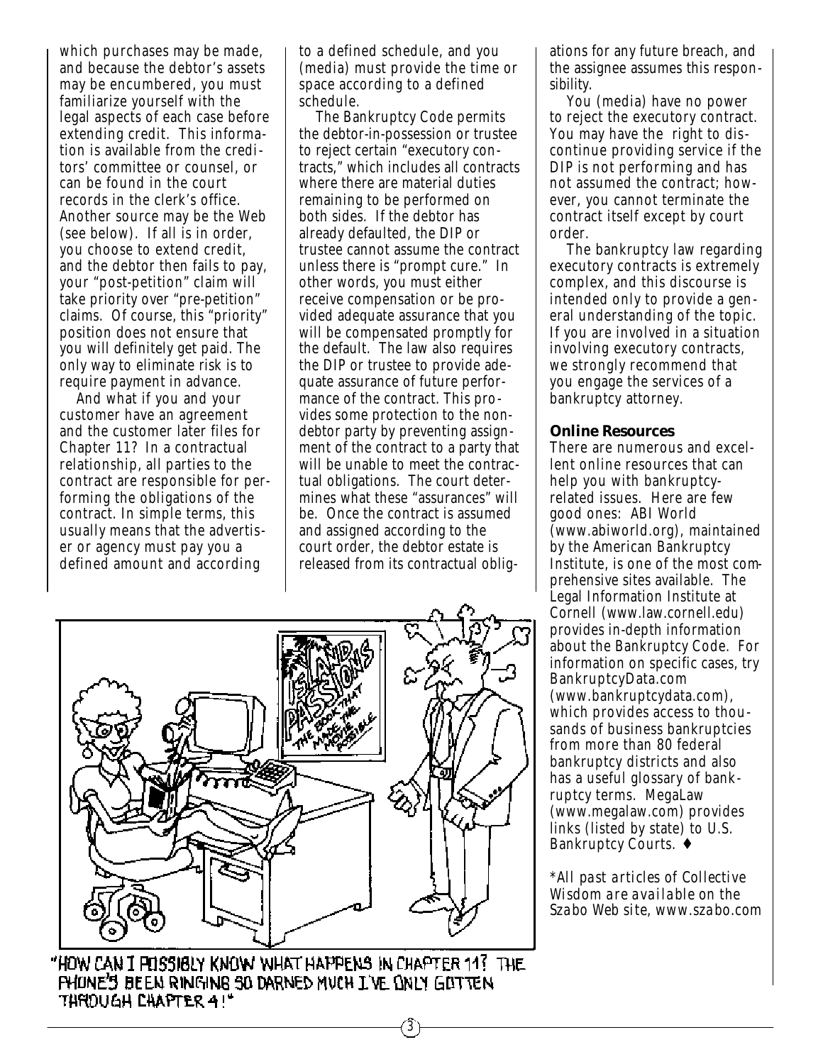which purchases may be made, and because the debtor's assets may be encumbered, you must familiarize yourself with the legal aspects of each case before extending credit. This information is available from the creditors' committee or counsel, or can be found in the court records in the clerk's office. Another source may be the Web (see below). If all is in order, you choose to extend credit, and the debtor then fails to pay, your "post-petition" claim will take priority over "pre-petition" claims. Of course, this "priority" position does not ensure that you will definitely get paid. The only way to eliminate risk is to require payment in advance.

And what if you and your customer have an agreement and the customer later files for Chapter 11? In a contractual relationship, all parties to the contract are responsible for performing the obligations of the contract. In simple terms, this usually means that the advertiser or agency must pay you a defined amount and according to a defined schedule, and you (media) must provide the time or space according to a defined schedule.

The Bankruptcy Code permits the debtor-in-possession or trustee to reject certain "executory contracts," which includes all contracts where there are material duties remaining to be performed on both sides. If the debtor has already defaulted, the DIP or trustee cannot assume the contract unless there is "prompt cure." In other words, you must either receive compensation or be provided adequate assurance that you will be compensated promptly for the default. The law also requires the DIP or trustee to provide adequate assurance of future performance of the contract. This provides some protection to the non-debtor party by preventing assignment of the contract to a party that will be unable to meet the contractual obligations. The court determines what these "assurances" will be. Once the contract is assumed and assigned according to the court order, the debtor estate is released from its contractual obligations for any future breach, and the assignee assumes this responsibility.

You (media) have no power to reject the executory contract. You may have the right to discontinue providing service if the DIP is not performing and has not assumed the contract; however, you cannot terminate the contract itself except by court order.

The bankruptcy law regarding executory contracts is extremely complex, and this discourse is intended only to provide a general understanding of the topic. If you are involved in a situation involving executory contracts, we strongly recommend that you engage the services of a bankruptcy attorney.

"HOW CAN I POSSIBLY KNOW WHAT HAPPENS IN CHAPTER 11? THE PHONE'S BEEN RINGING SO DARNED MUCH I'VE ONLY GOTTEN THROUGH CHAPTER 4!"

**Online Resources**

There are numerous and excellent online resources that can help you with bankruptcy-related issues. Here are few good ones: ABI World (www.abiworld.org), maintained by the American Bankruptcy Institute, is one of the most comprehensive sites available. The Legal Information Institute at Cornell (www.law.cornell.edu) provides in-depth information about the Bankruptcy Code. For information on specific cases, try BankruptcyData.com (www.bankruptcydata.com), which provides access to thousands of business bankruptcies from more than 80 federal bankruptcy districts and also has a useful glossary of bankruptcy terms. MegaLaw (www.megalaw.com) provides links (listed by state) to U.S. Bankruptcy Courts. ♦

*\*All past articles of Collective Wisdom are available on the Szabo Web site, www.szabo.com*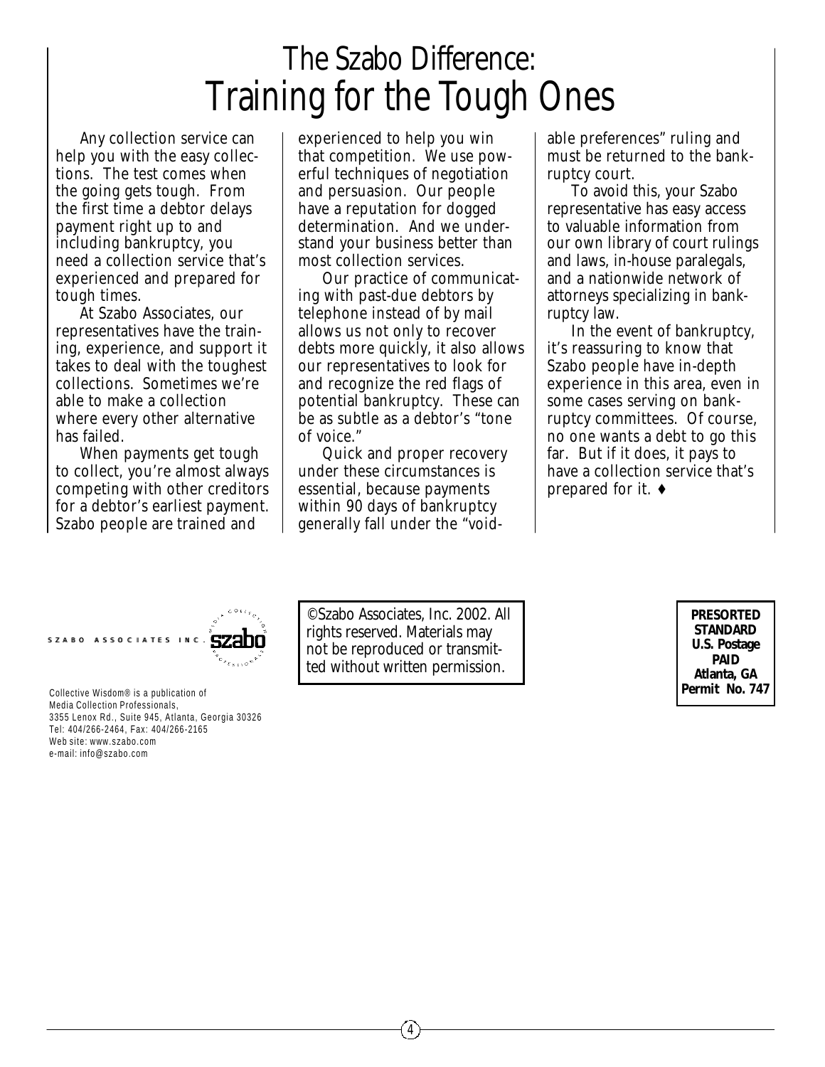# The Szabo Difference: Training for the Tough Ones

Any collection service can help you with the easy collections. The test comes when the going gets tough. From the first time a debtor delays payment right up to and including bankruptcy, you need a collection service that's experienced and prepared for tough times.

At Szabo Associates, our representatives have the training, experience, and support it takes to deal with the toughest collections. Sometimes we're able to make a collection where every other alternative has failed.

When payments get tough to collect, you're almost always competing with other creditors for a debtor's earliest payment. Szabo people are trained and experienced to help you win that competition. We use powerful techniques of negotiation and persuasion. Our people have a reputation for dogged determination. And we understand your business better than most collection services.

Our practice of communicating with past-due debtors by telephone instead of by mail allows us not only to recover debts more quickly, it also allows our representatives to look for and recognize the red flags of potential bankruptcy. These can be as subtle as a debtor's "tone of voice."

Quick and proper recovery under these circumstances is essential, because payments within 90 days of bankruptcy generally fall under the "voidable preferences" ruling and must be returned to the bankruptcy court.

To avoid this, your Szabo representative has easy access to valuable information from our own library of court rulings and laws, in-house paralegals, and a nationwide network of attorneys specializing in bankruptcy law.

In the event of bankruptcy, it's reassuring to know that Szabo people have in-depth experience in this area, even in some cases serving on bankruptcy committees. Of course, no one wants a debt to go this far. But if it does, it pays to have a collection service that's prepared for it. ♦

SZABO ASSOCIATES INC. szabo MEDIA COLLECTION PROFESSIONALS

Collective Wisdom® is a publication of
Media Collection Professionals,
3355 Lenox Rd., Suite 945, Atlanta, Georgia 30326
Tel: 404/266-2464, Fax: 404/266-2165
Web site: www.szabo.com
e-mail: info@szabo.com

©Szabo Associates, Inc. 2002. All rights reserved. Materials may not be reproduced or transmitted without written permission.

**PRESORTED STANDARD U.S. Postage PAID Atlanta, GA Permit No. 747**